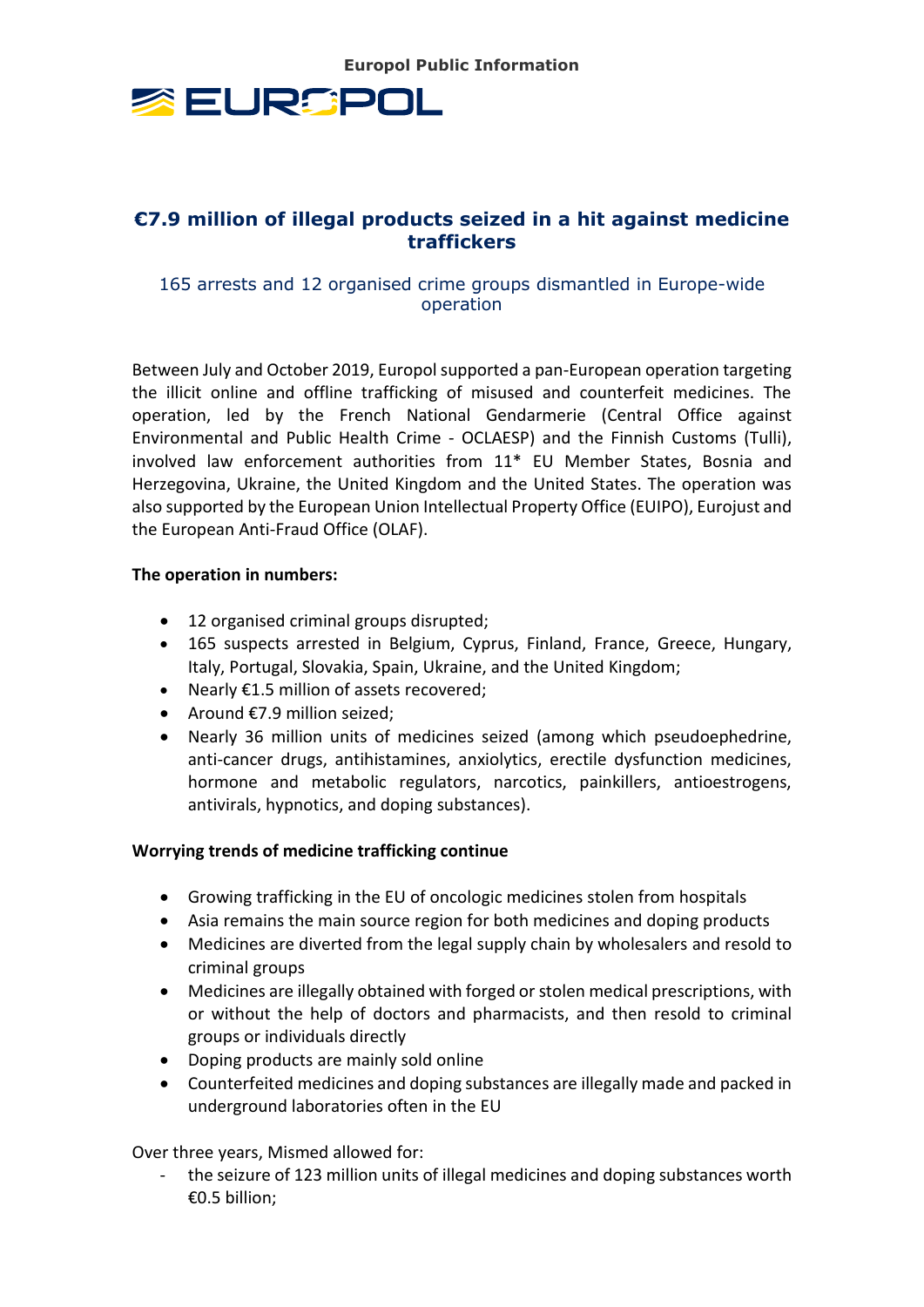Europol Public Information

EUROPOL

# €7.9 million of illegal products seized in a hit against medicine traffickers

## 165 arrests and 12 organised crime groups dismantled in Europe-wide operation

Between July and October 2019, Europol supported a pan-European operation targeting the illicit online and offline trafficking of misused and counterfeit medicines. The operation, led by the French National Gendarmerie (Central Office against Environmental and Public Health Crime - OCLAESP) and the Finnish Customs (Tulli), involved law enforcement authorities from 11* EU Member States, Bosnia and Herzegovina, Ukraine, the United Kingdom and the United States. The operation was also supported by the European Union Intellectual Property Office (EUIPO), Eurojust and the European Anti-Fraud Office (OLAF).

**The operation in numbers:**

- 12 organised criminal groups disrupted;
- 165 suspects arrested in Belgium, Cyprus, Finland, France, Greece, Hungary, Italy, Portugal, Slovakia, Spain, Ukraine, and the United Kingdom;
- Nearly €1.5 million of assets recovered;
- Around €7.9 million seized;
- Nearly 36 million units of medicines seized (among which pseudoephedrine, anti-cancer drugs, antihistamines, anxiolytics, erectile dysfunction medicines, hormone and metabolic regulators, narcotics, painkillers, antioestrogens, antivirals, hypnotics, and doping substances).

**Worrying trends of medicine trafficking continue**

- Growing trafficking in the EU of oncologic medicines stolen from hospitals
- Asia remains the main source region for both medicines and doping products
- Medicines are diverted from the legal supply chain by wholesalers and resold to criminal groups
- Medicines are illegally obtained with forged or stolen medical prescriptions, with or without the help of doctors and pharmacists, and then resold to criminal groups or individuals directly
- Doping products are mainly sold online
- Counterfeited medicines and doping substances are illegally made and packed in underground laboratories often in the EU

Over three years, Mismed allowed for:

- the seizure of 123 million units of illegal medicines and doping substances worth €0.5 billion;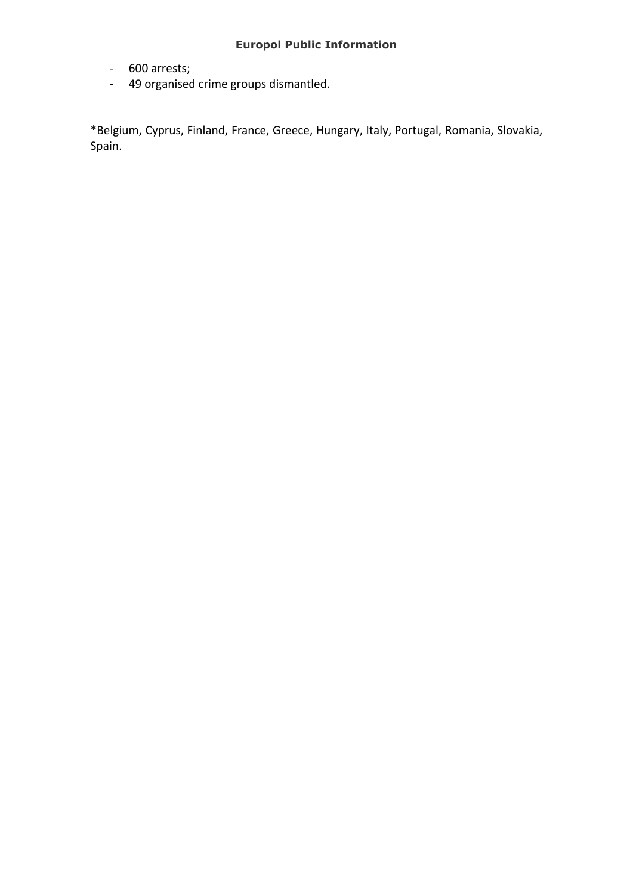- 600 arrests;
- 49 organised crime groups dismantled.

*Belgium, Cyprus, Finland, France, Greece, Hungary, Italy, Portugal, Romania, Slovakia, Spain.